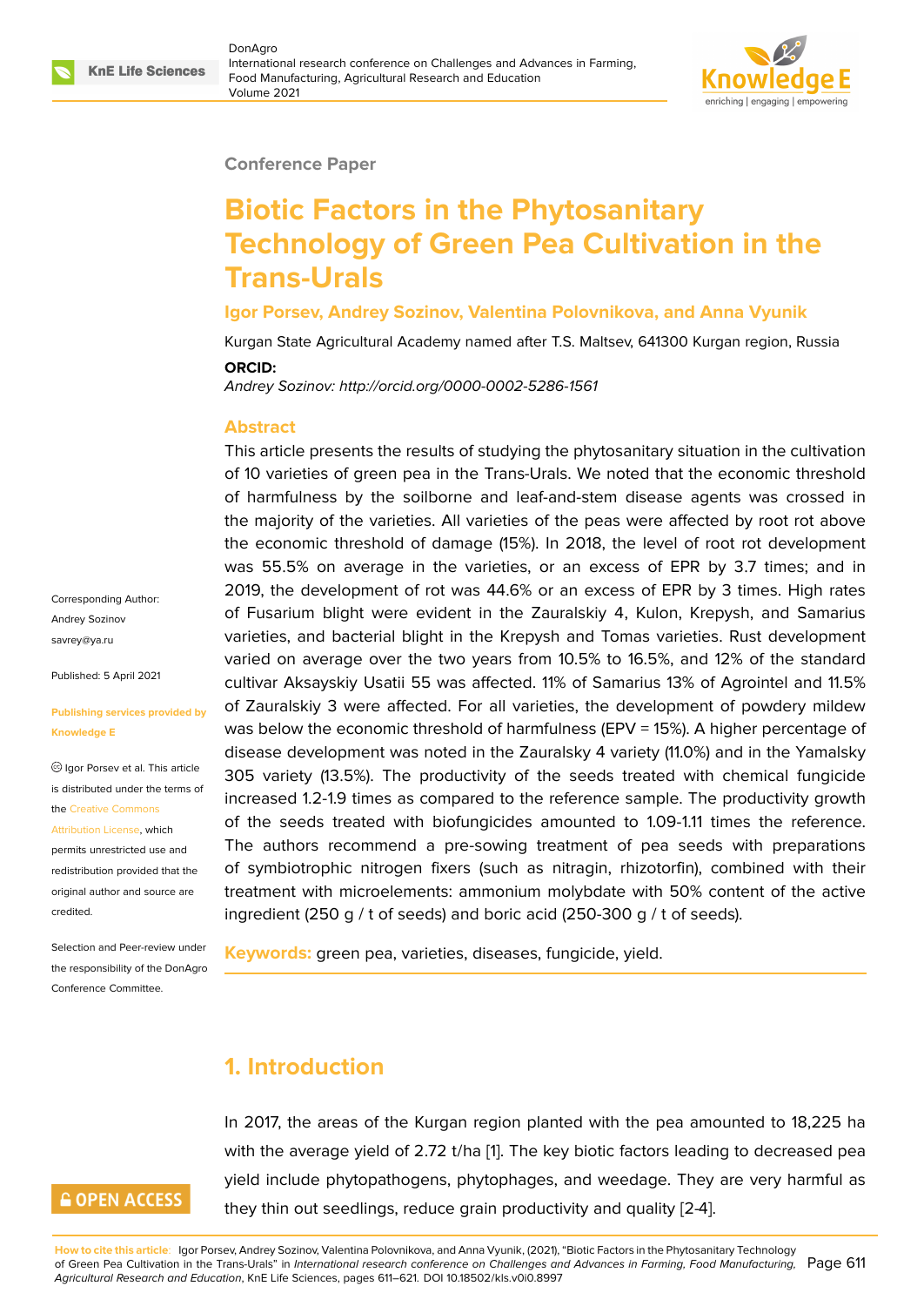Conference Paper

# Biotic Factors in the Phytosanitary Technology of Green Pea Cultivation in the Trans-Urals

**Igor Porsev, Andrey Sozinov, Valentina Polovnikova, and Anna Vyunik**

Kurgan State Agricultural Academy named after T.S. Maltsev, 641300 Kurgan region, Russia

**ORCID:**

*Andrey Sozinov: http://orcid.org/0000-0002-5286-1561*

Corresponding Author: Andrey Sozinov savrey@ya.ru

Published: 5 April 2021

**Publishing services provided by Knowledge E**

© Igor Porsev et al. This article is distributed under the terms of the Creative Commons Attribution License, which permits unrestricted use and redistribution provided that the original author and source are credited.

Selection and Peer-review under the responsibility of the DonAgro Conference Committee.

## Abstract

This article presents the results of studying the phytosanitary situation in the cultivation of 10 varieties of green pea in the Trans-Urals. We noted that the economic threshold of harmfulness by the soilborne and leaf-and-stem disease agents was crossed in the majority of the varieties. All varieties of the peas were affected by root rot above the economic threshold of damage (15%). In 2018, the level of root rot development was 55.5% on average in the varieties, or an excess of EPR by 3.7 times; and in 2019, the development of rot was 44.6% or an excess of EPR by 3 times. High rates of Fusarium blight were evident in the Zauralskiy 4, Kulon, Krepysh, and Samarius varieties, and bacterial blight in the Krepysh and Tomas varieties. Rust development varied on average over the two years from 10.5% to 16.5%, and 12% of the standard cultivar Aksayskiy Usatii 55 was affected. 11% of Samarius 13% of Agrointel and 11.5% of Zauralskiy 3 were affected. For all varieties, the development of powdery mildew was below the economic threshold of harmfulness (EPV = 15%). A higher percentage of disease development was noted in the Zauralsky 4 variety (11.0%) and in the Yamalsky 305 variety (13.5%). The productivity of the seeds treated with chemical fungicide increased 1.2-1.9 times as compared to the reference sample. The productivity growth of the seeds treated with biofungicides amounted to 1.09-1.11 times the reference. The authors recommend a pre-sowing treatment of pea seeds with preparations of symbiotrophic nitrogen fixers (such as nitragin, rhizotorfin), combined with their treatment with microelements: ammonium molybdate with 50% content of the active ingredient (250 g / t of seeds) and boric acid (250-300 g / t of seeds).

**Keywords:** green pea, varieties, diseases, fungicide, yield.

## 1. Introduction

In 2017, the areas of the Kurgan region planted with the pea amounted to 18,225 ha with the average yield of 2.72 t/ha [1]. The key biotic factors leading to decreased pea yield include phytopathogens, phytophages, and weedage. They are very harmful as they thin out seedlings, reduce grain productivity and quality [2-4].

**How to cite this article:** Igor Porsev, Andrey Sozinov, Valentina Polovnikova, and Anna Vyunik, (2021), "Biotic Factors in the Phytosanitary Technology of Green Pea Cultivation in the Trans-Urals" in *International research conference on Challenges and Advances in Farming, Food Manufacturing, Agricultural Research and Education*, KnE Life Sciences, pages 611–621. DOI 10.18502/kls.v0i0.8997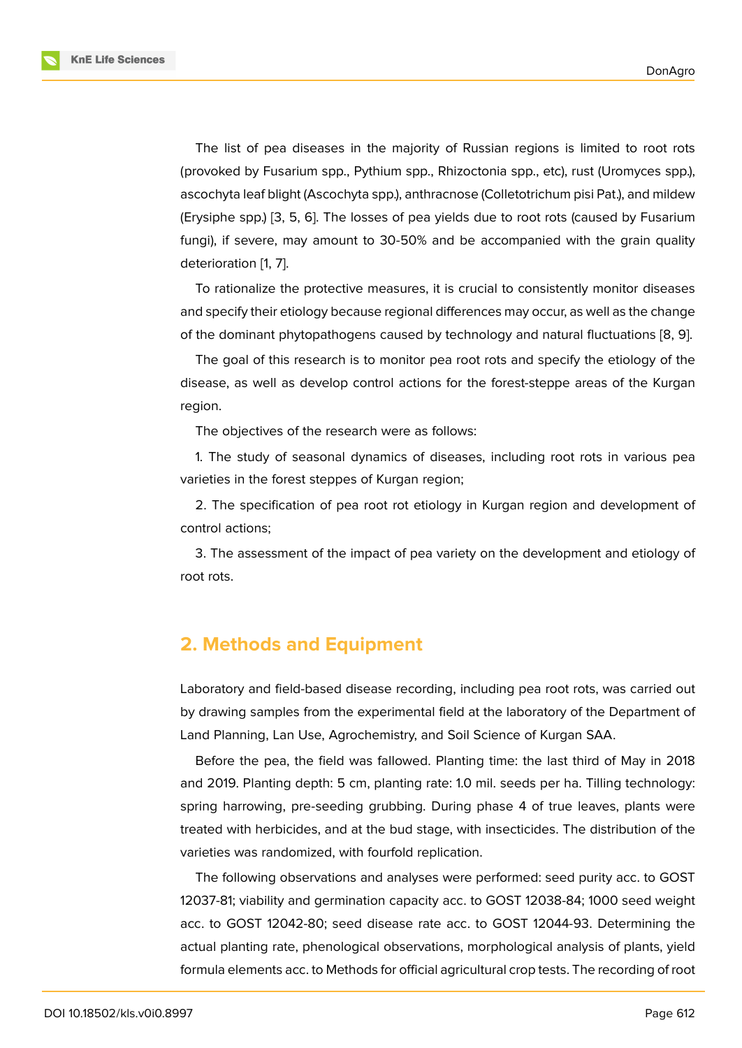The list of pea diseases in the majority of Russian regions is limited to root rots (provoked by Fusarium spp., Pythium spp., Rhizoctonia spp., etc), rust (Uromyces spp.), ascochyta leaf blight (Ascochyta spp.), anthracnose (Colletotrichum pisi Pat.), and mildew (Erysiphe spp.) [3, 5, 6]. The losses of pea yields due to root rots (caused by Fusarium fungi), if severe, may amount to 30-50% and be accompanied with the grain quality deterioration [1, 7].

To rationalize the protective measures, it is crucial to consistently monitor diseases and specify their etiology because regional differences may occur, as well as the change of the dominant phytopathogens caused by technology and natural fluctuations [8, 9].

The goal of this research is to monitor pea root rots and specify the etiology of the disease, as well as develop control actions for the forest-steppe areas of the Kurgan region.

The objectives of the research were as follows:

1. The study of seasonal dynamics of diseases, including root rots in various pea varieties in the forest steppes of Kurgan region;

2. The specification of pea root rot etiology in Kurgan region and development of control actions;

3. The assessment of the impact of pea variety on the development and etiology of root rots.

## 2. Methods and Equipment

Laboratory and field-based disease recording, including pea root rots, was carried out by drawing samples from the experimental field at the laboratory of the Department of Land Planning, Lan Use, Agrochemistry, and Soil Science of Kurgan SAA.

Before the pea, the field was fallowed. Planting time: the last third of May in 2018 and 2019. Planting depth: 5 cm, planting rate: 1.0 mil. seeds per ha. Tilling technology: spring harrowing, pre-seeding grubbing. During phase 4 of true leaves, plants were treated with herbicides, and at the bud stage, with insecticides. The distribution of the varieties was randomized, with fourfold replication.

The following observations and analyses were performed: seed purity acc. to GOST 12037-81; viability and germination capacity acc. to GOST 12038-84; 1000 seed weight acc. to GOST 12042-80; seed disease rate acc. to GOST 12044-93. Determining the actual planting rate, phenological observations, morphological analysis of plants, yield formula elements acc. to Methods for official agricultural crop tests. The recording of root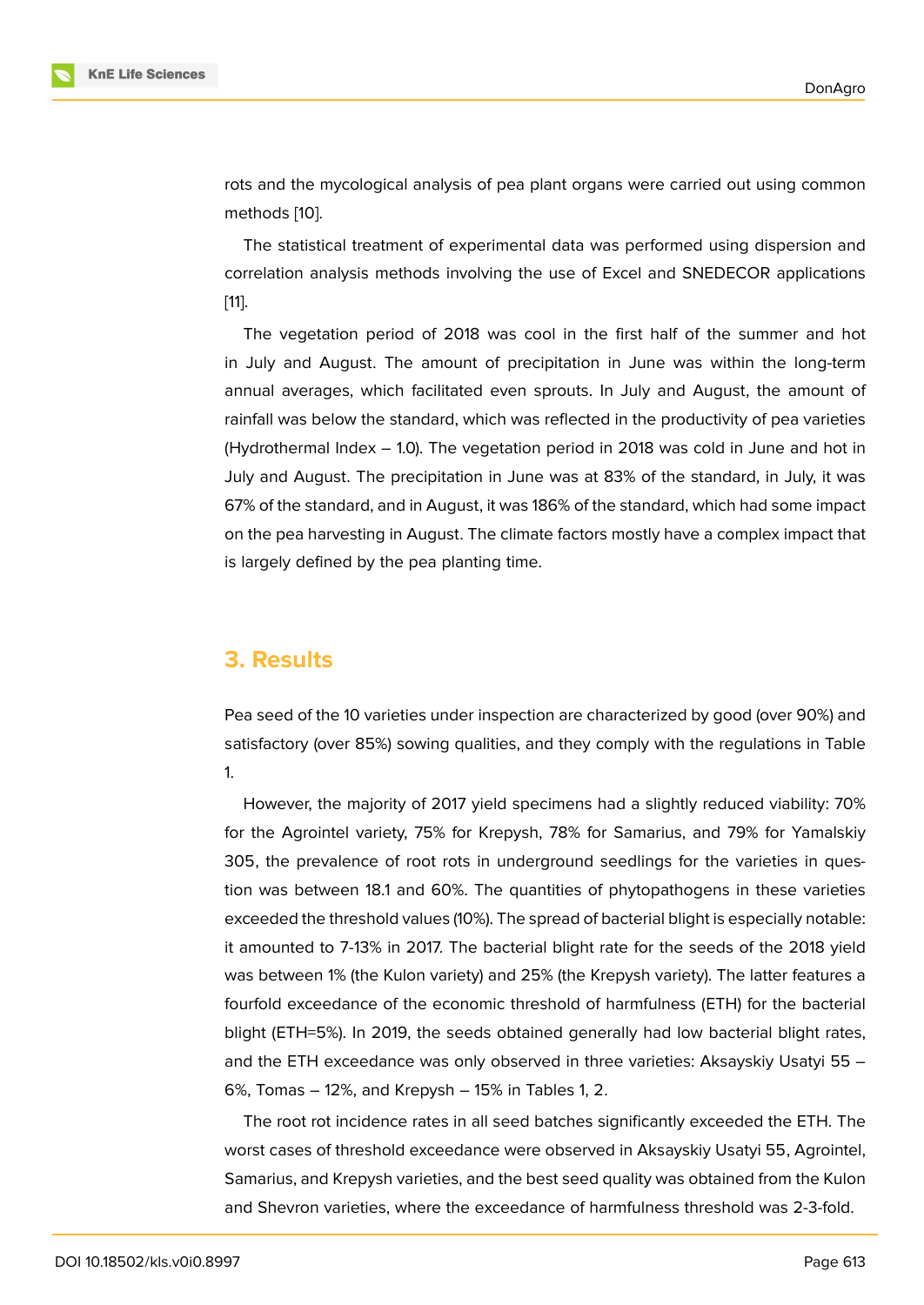rots and the mycological analysis of pea plant organs were carried out using common methods [10].

The statistical treatment of experimental data was performed using dispersion and correlation analysis methods involving the use of Excel and SNEDECOR applications [11].

The vegetation period of 2018 was cool in the first half of the summer and hot in July and August. The amount of precipitation in June was within the long-term annual averages, which facilitated even sprouts. In July and August, the amount of rainfall was below the standard, which was reflected in the productivity of pea varieties (Hydrothermal Index – 1.0). The vegetation period in 2018 was cold in June and hot in July and August. The precipitation in June was at 83% of the standard, in July, it was 67% of the standard, and in August, it was 186% of the standard, which had some impact on the pea harvesting in August. The climate factors mostly have a complex impact that is largely defined by the pea planting time.

## 3. Results

Pea seed of the 10 varieties under inspection are characterized by good (over 90%) and satisfactory (over 85%) sowing qualities, and they comply with the regulations in Table 1.

However, the majority of 2017 yield specimens had a slightly reduced viability: 70% for the Agrointel variety, 75% for Krepysh, 78% for Samarius, and 79% for Yamalskiy 305, the prevalence of root rots in underground seedlings for the varieties in question was between 18.1 and 60%. The quantities of phytopathogens in these varieties exceeded the threshold values (10%). The spread of bacterial blight is especially notable: it amounted to 7-13% in 2017. The bacterial blight rate for the seeds of the 2018 yield was between 1% (the Kulon variety) and 25% (the Krepysh variety). The latter features a fourfold exceedance of the economic threshold of harmfulness (ETH) for the bacterial blight (ETH=5%). In 2019, the seeds obtained generally had low bacterial blight rates, and the ETH exceedance was only observed in three varieties: Aksayskiy Usatyi 55 – 6%, Tomas – 12%, and Krepysh – 15% in Tables 1, 2.

The root rot incidence rates in all seed batches significantly exceeded the ETH. The worst cases of threshold exceedance were observed in Aksayskiy Usatyi 55, Agrointel, Samarius, and Krepysh varieties, and the best seed quality was obtained from the Kulon and Shevron varieties, where the exceedance of harmfulness threshold was 2-3-fold.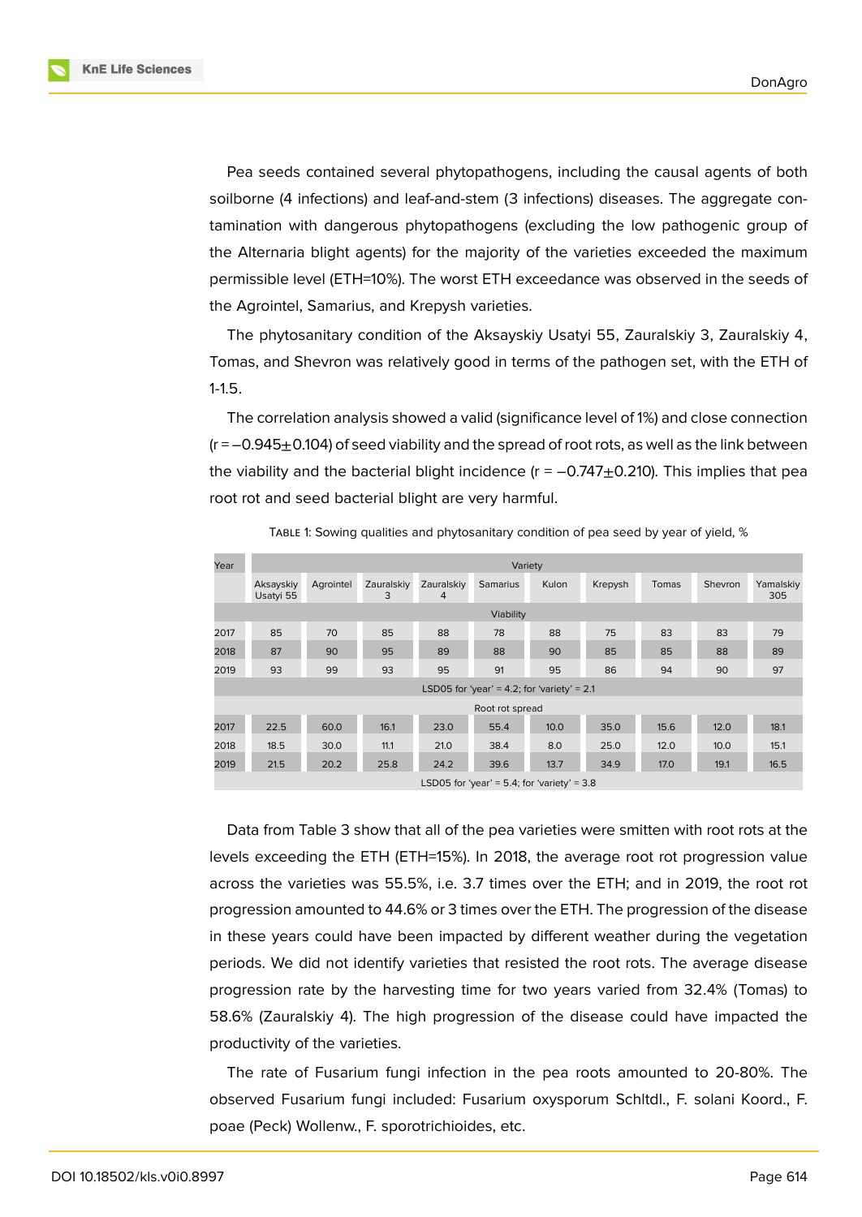Pea seeds contained several phytopathogens, including the causal agents of both soilborne (4 infections) and leaf-and-stem (3 infections) diseases. The aggregate contamination with dangerous phytopathogens (excluding the low pathogenic group of the Alternaria blight agents) for the majority of the varieties exceeded the maximum permissible level (ETH=10%). The worst ETH exceedance was observed in the seeds of the Agrointel, Samarius, and Krepysh varieties.

The phytosanitary condition of the Aksayskiy Usatyi 55, Zauralskiy 3, Zauralskiy 4, Tomas, and Shevron was relatively good in terms of the pathogen set, with the ETH of 1-1.5.

The correlation analysis showed a valid (significance level of 1%) and close connection ($r = -0.945 \pm 0.104$) of seed viability and the spread of root rots, as well as the link between the viability and the bacterial blight incidence ($r = -0.747 \pm 0.210$). This implies that pea root rot and seed bacterial blight are very harmful.

TABLE 1: Sowing qualities and phytosanitary condition of pea seed by year of yield, %

| Year | Variety | | | | | | | | | |
|---|---|---|---|---|---|---|---|---|---|---|
| | Aksayskiy Usatyi 55 | Agrointel | Zauralskiy 3 | Zauralskiy 4 | Samarius | Kulon | Krepysh | Tomas | Shevron | Yamalskiy 305 |
| | Viability | | | | | | | | | |
| 2017 | 85 | 70 | 85 | 88 | 78 | 88 | 75 | 83 | 83 | 79 |
| 2018 | 87 | 90 | 95 | 89 | 88 | 90 | 85 | 85 | 88 | 89 |
| 2019 | 93 | 99 | 93 | 95 | 91 | 95 | 86 | 94 | 90 | 97 |
| LSD05 for 'year' = 4.2; for 'variety' = 2.1 | | | | | | | | | | |
| | Root rot spread | | | | | | | | | |
| 2017 | 22.5 | 60.0 | 16.1 | 23.0 | 55.4 | 10.0 | 35.0 | 15.6 | 12.0 | 18.1 |
| 2018 | 18.5 | 30.0 | 11.1 | 21.0 | 38.4 | 8.0 | 25.0 | 12.0 | 10.0 | 15.1 |
| 2019 | 21.5 | 20.2 | 25.8 | 24.2 | 39.6 | 13.7 | 34.9 | 17.0 | 19.1 | 16.5 |
| LSD05 for 'year' = 5.4; for 'variety' = 3.8 | | | | | | | | | | |

Data from Table 3 show that all of the pea varieties were smitten with root rots at the levels exceeding the ETH (ETH=15%). In 2018, the average root rot progression value across the varieties was 55.5%, i.e. 3.7 times over the ETH; and in 2019, the root rot progression amounted to 44.6% or 3 times over the ETH. The progression of the disease in these years could have been impacted by different weather during the vegetation periods. We did not identify varieties that resisted the root rots. The average disease progression rate by the harvesting time for two years varied from 32.4% (Tomas) to 58.6% (Zauralskiy 4). The high progression of the disease could have impacted the productivity of the varieties.

The rate of Fusarium fungi infection in the pea roots amounted to 20-80%. The observed Fusarium fungi included: Fusarium oxysporum Schltdl., F. solani Koord., F. poae (Peck) Wollenw., F. sporotrichioides, etc.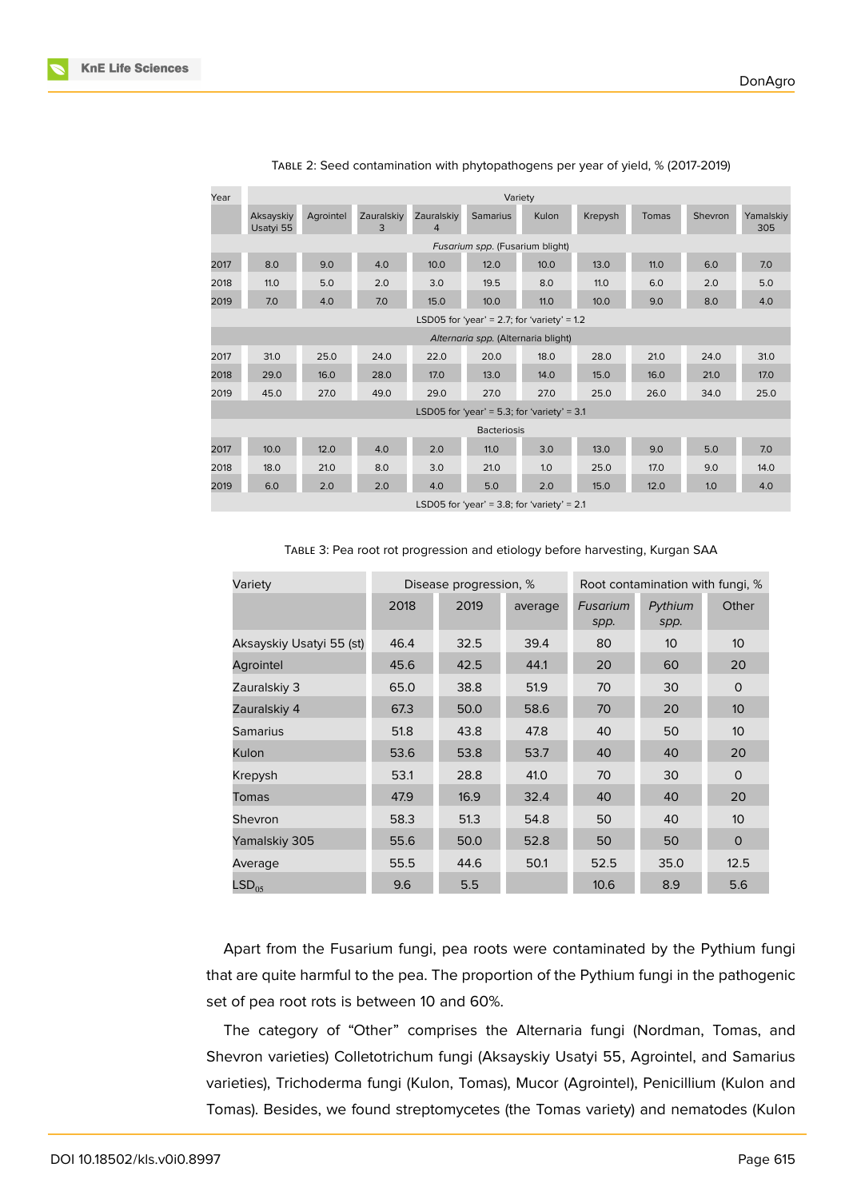Table 2: Seed contamination with phytopathogens per year of yield, % (2017-2019)

| Year | Variety | | | | | | | | | |
|---|---|---|---|---|---|---|---|---|---|---|
| | Aksayskiy Usatyi 55 | Agrointel | Zauralskiy 3 | Zauralskiy 4 | Samarius | Kulon | Krepysh | Tomas | Shevron | Yamalskiy 305 |
| *Fusarium spp.* (Fusarium blight) | | | | | | | | | | |
| 2017 | 8.0 | 9.0 | 4.0 | 10.0 | 12.0 | 10.0 | 13.0 | 11.0 | 6.0 | 7.0 |
| 2018 | 11.0 | 5.0 | 2.0 | 3.0 | 19.5 | 8.0 | 11.0 | 6.0 | 2.0 | 5.0 |
| 2019 | 7.0 | 4.0 | 7.0 | 15.0 | 10.0 | 11.0 | 10.0 | 9.0 | 8.0 | 4.0 |
| LSD05 for 'year' = 2.7; for 'variety' = 1.2 | | | | | | | | | | |
| *Alternaria spp.* (Alternaria blight) | | | | | | | | | | |
| 2017 | 31.0 | 25.0 | 24.0 | 22.0 | 20.0 | 18.0 | 28.0 | 21.0 | 24.0 | 31.0 |
| 2018 | 29.0 | 16.0 | 28.0 | 17.0 | 13.0 | 14.0 | 15.0 | 16.0 | 21.0 | 17.0 |
| 2019 | 45.0 | 27.0 | 49.0 | 29.0 | 27.0 | 27.0 | 25.0 | 26.0 | 34.0 | 25.0 |
| LSD05 for 'year' = 5.3; for 'variety' = 3.1 | | | | | | | | | | |
| Bacteriosis | | | | | | | | | | |
| 2017 | 10.0 | 12.0 | 4.0 | 2.0 | 11.0 | 3.0 | 13.0 | 9.0 | 5.0 | 7.0 |
| 2018 | 18.0 | 21.0 | 8.0 | 3.0 | 21.0 | 1.0 | 25.0 | 17.0 | 9.0 | 14.0 |
| 2019 | 6.0 | 2.0 | 2.0 | 4.0 | 5.0 | 2.0 | 15.0 | 12.0 | 1.0 | 4.0 |
| LSD05 for 'year' = 3.8; for 'variety' = 2.1 | | | | | | | | | | |

Table 3: Pea root rot progression and etiology before harvesting, Kurgan SAA

| Variety | Disease progression, % | | | Root contamination with fungi, % | | |
|---|---|---|---|---|---|---|
| | 2018 | 2019 | average | *Fusarium spp.* | *Pythium spp.* | Other |
| Aksayskiy Usatyi 55 (st) | 46.4 | 32.5 | 39.4 | 80 | 10 | 10 |
| Agrointel | 45.6 | 42.5 | 44.1 | 20 | 60 | 20 |
| Zauralskiy 3 | 65.0 | 38.8 | 51.9 | 70 | 30 | 0 |
| Zauralskiy 4 | 67.3 | 50.0 | 58.6 | 70 | 20 | 10 |
| Samarius | 51.8 | 43.8 | 47.8 | 40 | 50 | 10 |
| Kulon | 53.6 | 53.8 | 53.7 | 40 | 40 | 20 |
| Krepysh | 53.1 | 28.8 | 41.0 | 70 | 30 | 0 |
| Tomas | 47.9 | 16.9 | 32.4 | 40 | 40 | 20 |
| Shevron | 58.3 | 51.3 | 54.8 | 50 | 40 | 10 |
| Yamalskiy 305 | 55.6 | 50.0 | 52.8 | 50 | 50 | 0 |
| Average | 55.5 | 44.6 | 50.1 | 52.5 | 35.0 | 12.5 |
| $LSD_{05}$ | 9.6 | 5.5 | | 10.6 | 8.9 | 5.6 |

Apart from the Fusarium fungi, pea roots were contaminated by the Pythium fungi that are quite harmful to the pea. The proportion of the Pythium fungi in the pathogenic set of pea root rots is between 10 and 60%.

The category of "Other" comprises the Alternaria fungi (Nordman, Tomas, and Shevron varieties) Colletotrichum fungi (Aksayskiy Usatyi 55, Agrointel, and Samarius varieties), Trichoderma fungi (Kulon, Tomas), Mucor (Agrointel), Penicillium (Kulon and Tomas). Besides, we found streptomycetes (the Tomas variety) and nematodes (Kulon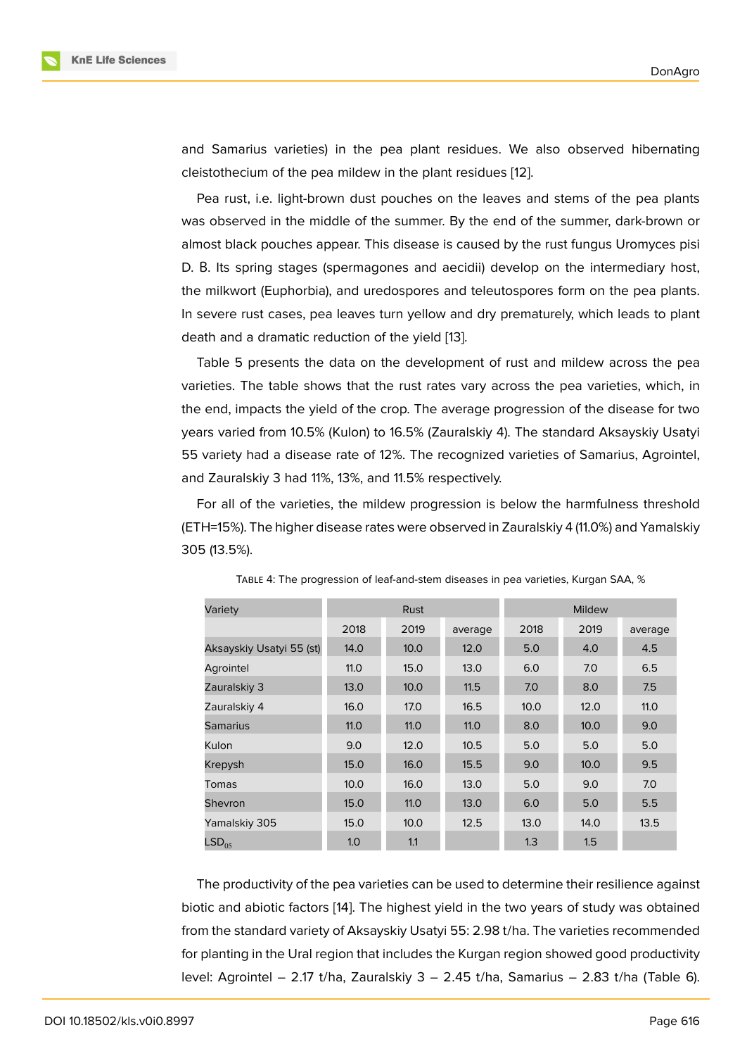and Samarius varieties) in the pea plant residues. We also observed hibernating cleistothecium of the pea mildew in the plant residues [12].

Pea rust, i.e. light-brown dust pouches on the leaves and stems of the pea plants was observed in the middle of the summer. By the end of the summer, dark-brown or almost black pouches appear. This disease is caused by the rust fungus Uromyces pisi D. B. Its spring stages (spermagones and aecidii) develop on the intermediary host, the milkwort (Euphorbia), and uredospores and teleutospores form on the pea plants. In severe rust cases, pea leaves turn yellow and dry prematurely, which leads to plant death and a dramatic reduction of the yield [13].

Table 5 presents the data on the development of rust and mildew across the pea varieties. The table shows that the rust rates vary across the pea varieties, which, in the end, impacts the yield of the crop. The average progression of the disease for two years varied from 10.5% (Kulon) to 16.5% (Zauralskiy 4). The standard Aksayskiy Usatyi 55 variety had a disease rate of 12%. The recognized varieties of Samarius, Agrointel, and Zauralskiy 3 had 11%, 13%, and 11.5% respectively.

For all of the varieties, the mildew progression is below the harmfulness threshold (ETH=15%). The higher disease rates were observed in Zauralskiy 4 (11.0%) and Yamalskiy 305 (13.5%).

Table 4: The progression of leaf-and-stem diseases in pea varieties, Kurgan SAA, %

| Variety | Rust | | | Mildew | | |
|---|---|---|---|---|---|---|
| | 2018 | 2019 | average | 2018 | 2019 | average |
| Aksayskiy Usatyi 55 (st) | 14.0 | 10.0 | 12.0 | 5.0 | 4.0 | 4.5 |
| Agrointel | 11.0 | 15.0 | 13.0 | 6.0 | 7.0 | 6.5 |
| Zauralskiy 3 | 13.0 | 10.0 | 11.5 | 7.0 | 8.0 | 7.5 |
| Zauralskiy 4 | 16.0 | 17.0 | 16.5 | 10.0 | 12.0 | 11.0 |
| Samarius | 11.0 | 11.0 | 11.0 | 8.0 | 10.0 | 9.0 |
| Kulon | 9.0 | 12.0 | 10.5 | 5.0 | 5.0 | 5.0 |
| Krepysh | 15.0 | 16.0 | 15.5 | 9.0 | 10.0 | 9.5 |
| Tomas | 10.0 | 16.0 | 13.0 | 5.0 | 9.0 | 7.0 |
| Shevron | 15.0 | 11.0 | 13.0 | 6.0 | 5.0 | 5.5 |
| Yamalskiy 305 | 15.0 | 10.0 | 12.5 | 13.0 | 14.0 | 13.5 |
| $LSD_{05}$ | 1.0 | 1.1 | | 1.3 | 1.5 | |

The productivity of the pea varieties can be used to determine their resilience against biotic and abiotic factors [14]. The highest yield in the two years of study was obtained from the standard variety of Aksayskiy Usatyi 55: 2.98 t/ha. The varieties recommended for planting in the Ural region that includes the Kurgan region showed good productivity level: Agrointel – 2.17 t/ha, Zauralskiy 3 – 2.45 t/ha, Samarius – 2.83 t/ha (Table 6).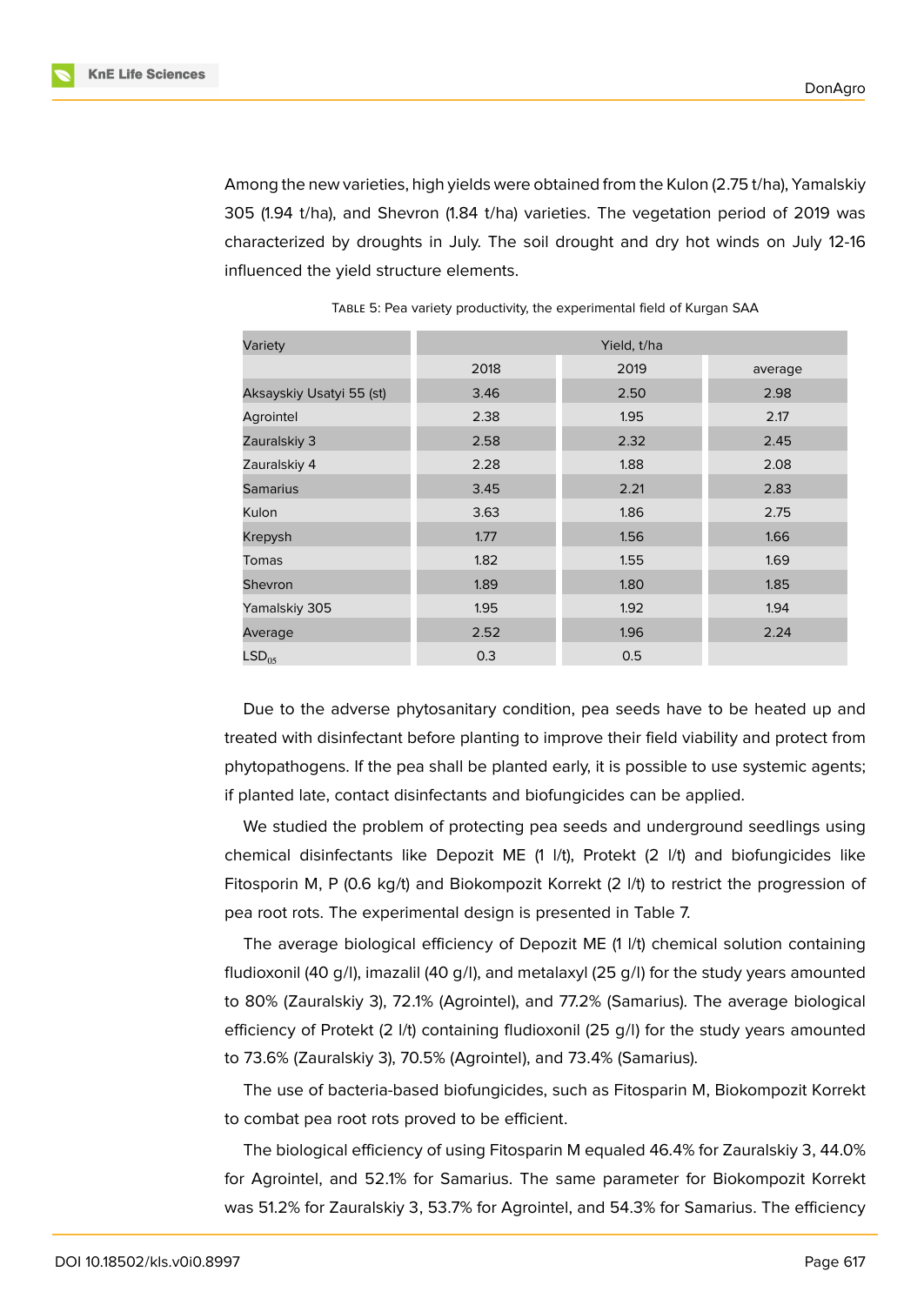Among the new varieties, high yields were obtained from the Kulon (2.75 t/ha), Yamalskiy 305 (1.94 t/ha), and Shevron (1.84 t/ha) varieties. The vegetation period of 2019 was characterized by droughts in July. The soil drought and dry hot winds on July 12-16 influenced the yield structure elements.

Table 5: Pea variety productivity, the experimental field of Kurgan SAA

| Variety | Yield, t/ha | | |
|---|---|---|---|
| | 2018 | 2019 | average |
| Aksayskiy Usatyi 55 (st) | 3.46 | 2.50 | 2.98 |
| Agrointel | 2.38 | 1.95 | 2.17 |
| Zauralskiy 3 | 2.58 | 2.32 | 2.45 |
| Zauralskiy 4 | 2.28 | 1.88 | 2.08 |
| Samarius | 3.45 | 2.21 | 2.83 |
| Kulon | 3.63 | 1.86 | 2.75 |
| Krepysh | 1.77 | 1.56 | 1.66 |
| Tomas | 1.82 | 1.55 | 1.69 |
| Shevron | 1.89 | 1.80 | 1.85 |
| Yamalskiy 305 | 1.95 | 1.92 | 1.94 |
| Average | 2.52 | 1.96 | 2.24 |
| $LSD_{05}$ | 0.3 | 0.5 | |

Due to the adverse phytosanitary condition, pea seeds have to be heated up and treated with disinfectant before planting to improve their field viability and protect from phytopathogens. If the pea shall be planted early, it is possible to use systemic agents; if planted late, contact disinfectants and biofungicides can be applied.

We studied the problem of protecting pea seeds and underground seedlings using chemical disinfectants like Depozit ME (1 l/t), Protekt (2 l/t) and biofungicides like Fitosporin M, P (0.6 kg/t) and Biokompozit Korrekt (2 l/t) to restrict the progression of pea root rots. The experimental design is presented in Table 7.

The average biological efficiency of Depozit ME (1 l/t) chemical solution containing fludioxonil (40 g/l), imazalil (40 g/l), and metalaxyl (25 g/l) for the study years amounted to 80% (Zauralskiy 3), 72.1% (Agrointel), and 77.2% (Samarius). The average biological efficiency of Protekt (2 l/t) containing fludioxonil (25 g/l) for the study years amounted to 73.6% (Zauralskiy 3), 70.5% (Agrointel), and 73.4% (Samarius).

The use of bacteria-based biofungicides, such as Fitosparin M, Biokompozit Korrekt to combat pea root rots proved to be efficient.

The biological efficiency of using Fitosparin M equaled 46.4% for Zauralskiy 3, 44.0% for Agrointel, and 52.1% for Samarius. The same parameter for Biokompozit Korrekt was 51.2% for Zauralskiy 3, 53.7% for Agrointel, and 54.3% for Samarius. The efficiency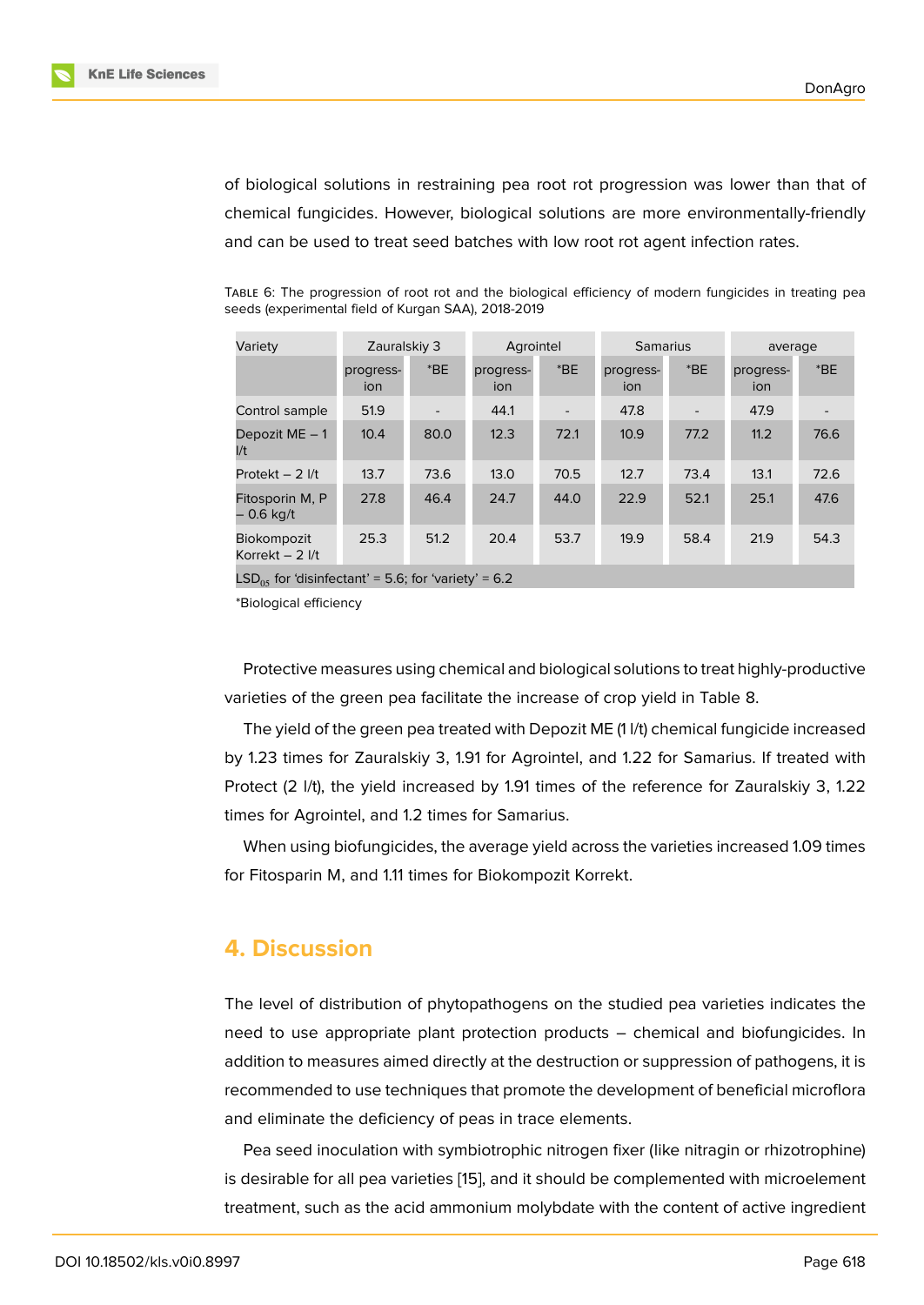of biological solutions in restraining pea root rot progression was lower than that of chemical fungicides. However, biological solutions are more environmentally-friendly and can be used to treat seed batches with low root rot agent infection rates.

TABLE 6: The progression of root rot and the biological efficiency of modern fungicides in treating pea seeds (experimental field of Kurgan SAA), 2018-2019

| Variety | Zauralskiy 3 | | Agrointel | | Samarius | | average | |
|---|---|---|---|---|---|---|---|---|
| | progress-ion | *BE | progress-ion | *BE | progress-ion | *BE | progress-ion | *BE |
| Control sample | 51.9 | - | 44.1 | - | 47.8 | - | 47.9 | - |
| Depozit ME – 1 l/t | 10.4 | 80.0 | 12.3 | 72.1 | 10.9 | 77.2 | 11.2 | 76.6 |
| Protekt – 2 l/t | 13.7 | 73.6 | 13.0 | 70.5 | 12.7 | 73.4 | 13.1 | 72.6 |
| Fitosporin M, P – 0.6 kg/t | 27.8 | 46.4 | 24.7 | 44.0 | 22.9 | 52.1 | 25.1 | 47.6 |
| Biokompozit Korrekt – 2 l/t | 25.3 | 51.2 | 20.4 | 53.7 | 19.9 | 58.4 | 21.9 | 54.3 |
| $LSD_{05}$ for 'disinfectant' = 5.6; for 'variety' = 6.2 | | | | | | | | |

*Biological efficiency

Protective measures using chemical and biological solutions to treat highly-productive varieties of the green pea facilitate the increase of crop yield in Table 8.

The yield of the green pea treated with Depozit ME (1 l/t) chemical fungicide increased by 1.23 times for Zauralskiy 3, 1.91 for Agrointel, and 1.22 for Samarius. If treated with Protect (2 l/t), the yield increased by 1.91 times of the reference for Zauralskiy 3, 1.22 times for Agrointel, and 1.2 times for Samarius.

When using biofungicides, the average yield across the varieties increased 1.09 times for Fitosparin M, and 1.11 times for Biokompozit Korrekt.

## 4. Discussion

The level of distribution of phytopathogens on the studied pea varieties indicates the need to use appropriate plant protection products – chemical and biofungicides. In addition to measures aimed directly at the destruction or suppression of pathogens, it is recommended to use techniques that promote the development of beneficial microflora and eliminate the deficiency of peas in trace elements.

Pea seed inoculation with symbiotrophic nitrogen fixer (like nitragin or rhizotrophine) is desirable for all pea varieties [15], and it should be complemented with microelement treatment, such as the acid ammonium molybdate with the content of active ingredient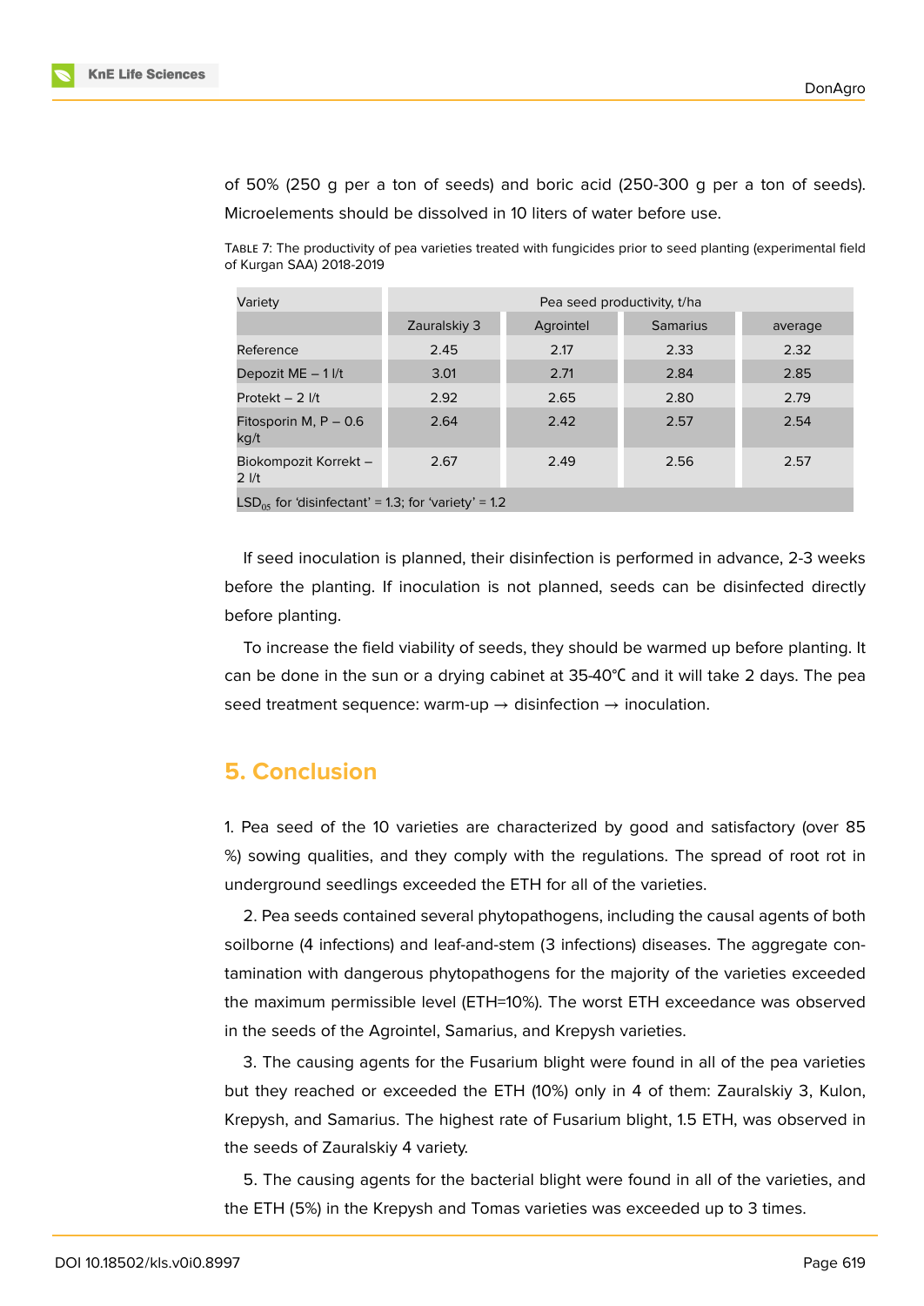of 50% (250 g per a ton of seeds) and boric acid (250-300 g per a ton of seeds). Microelements should be dissolved in 10 liters of water before use.

Table 7: The productivity of pea varieties treated with fungicides prior to seed planting (experimental field of Kurgan SAA) 2018-2019

| Variety | Pea seed productivity, t/ha | | | |
|---|---|---|---|---|
| | Zauralskiy 3 | Agrointel | Samarius | average |
| Reference | 2.45 | 2.17 | 2.33 | 2.32 |
| Depozit ME – 1 l/t | 3.01 | 2.71 | 2.84 | 2.85 |
| Protekt – 2 l/t | 2.92 | 2.65 | 2.80 | 2.79 |
| Fitosporin M, P – 0.6 kg/t | 2.64 | 2.42 | 2.57 | 2.54 |
| Biokompozit Korrekt – 2 l/t | 2.67 | 2.49 | 2.56 | 2.57 |
| $LSD_{05}$ for 'disinfectant' = 1.3; for 'variety' = 1.2 | | | | |

If seed inoculation is planned, their disinfection is performed in advance, 2-3 weeks before the planting. If inoculation is not planned, seeds can be disinfected directly before planting.

To increase the field viability of seeds, they should be warmed up before planting. It can be done in the sun or a drying cabinet at 35-40℃ and it will take 2 days. The pea seed treatment sequence: warm-up → disinfection → inoculation.

## 5. Conclusion

1. Pea seed of the 10 varieties are characterized by good and satisfactory (over 85 %) sowing qualities, and they comply with the regulations. The spread of root rot in underground seedlings exceeded the ETH for all of the varieties.

2. Pea seeds contained several phytopathogens, including the causal agents of both soilborne (4 infections) and leaf-and-stem (3 infections) diseases. The aggregate contamination with dangerous phytopathogens for the majority of the varieties exceeded the maximum permissible level (ETH=10%). The worst ETH exceedance was observed in the seeds of the Agrointel, Samarius, and Krepysh varieties.

3. The causing agents for the Fusarium blight were found in all of the pea varieties but they reached or exceeded the ETH (10%) only in 4 of them: Zauralskiy 3, Kulon, Krepysh, and Samarius. The highest rate of Fusarium blight, 1.5 ETH, was observed in the seeds of Zauralskiy 4 variety.

5. The causing agents for the bacterial blight were found in all of the varieties, and the ETH (5%) in the Krepysh and Tomas varieties was exceeded up to 3 times.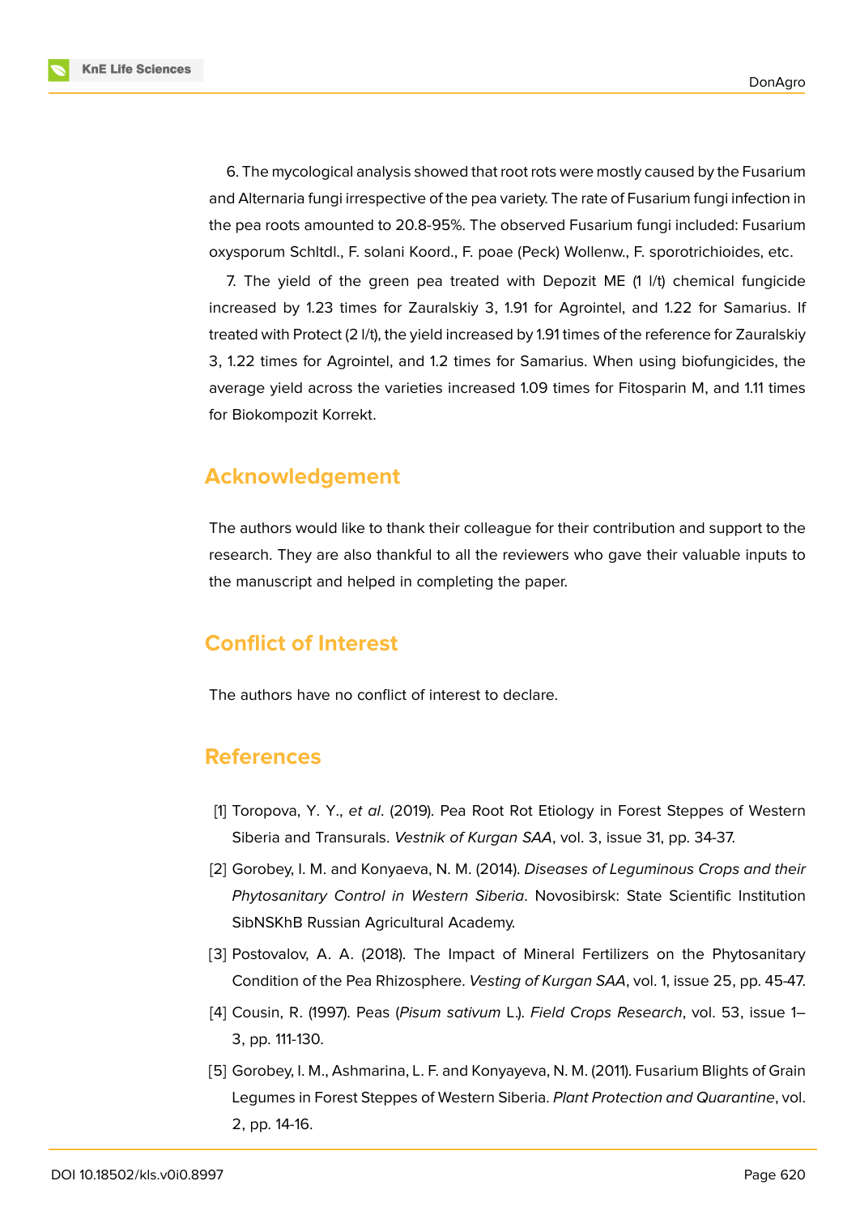6. The mycological analysis showed that root rots were mostly caused by the Fusarium and Alternaria fungi irrespective of the pea variety. The rate of Fusarium fungi infection in the pea roots amounted to 20.8-95%. The observed Fusarium fungi included: Fusarium oxysporum Schltdl., F. solani Koord., F. poae (Peck) Wollenw., F. sporotrichioides, etc.

7. The yield of the green pea treated with Depozit ME (1 l/t) chemical fungicide increased by 1.23 times for Zauralskiy 3, 1.91 for Agrointel, and 1.22 for Samarius. If treated with Protect (2 l/t), the yield increased by 1.91 times of the reference for Zauralskiy 3, 1.22 times for Agrointel, and 1.2 times for Samarius. When using biofungicides, the average yield across the varieties increased 1.09 times for Fitosparin M, and 1.11 times for Biokompozit Korrekt.

## Acknowledgement

The authors would like to thank their colleague for their contribution and support to the research. They are also thankful to all the reviewers who gave their valuable inputs to the manuscript and helped in completing the paper.

## Conflict of Interest

The authors have no conflict of interest to declare.

## References

[1] Toropova, Y. Y., *et al*. (2019). Pea Root Rot Etiology in Forest Steppes of Western Siberia and Transurals. *Vestnik of Kurgan SAA*, vol. 3, issue 31, pp. 34-37.

[2] Gorobey, I. M. and Konyaeva, N. M. (2014). *Diseases of Leguminous Crops and their Phytosanitary Control in Western Siberia*. Novosibirsk: State Scientific Institution SibNSKhB Russian Agricultural Academy.

[3] Postovalov, A. A. (2018). The Impact of Mineral Fertilizers on the Phytosanitary Condition of the Pea Rhizosphere. *Vesting of Kurgan SAA*, vol. 1, issue 25, pp. 45-47.

[4] Cousin, R. (1997). Peas (*Pisum sativum* L.). *Field Crops Research*, vol. 53, issue 1–3, pp. 111-130.

[5] Gorobey, I. M., Ashmarina, L. F. and Konyayeva, N. M. (2011). Fusarium Blights of Grain Legumes in Forest Steppes of Western Siberia. *Plant Protection and Quarantine*, vol. 2, pp. 14-16.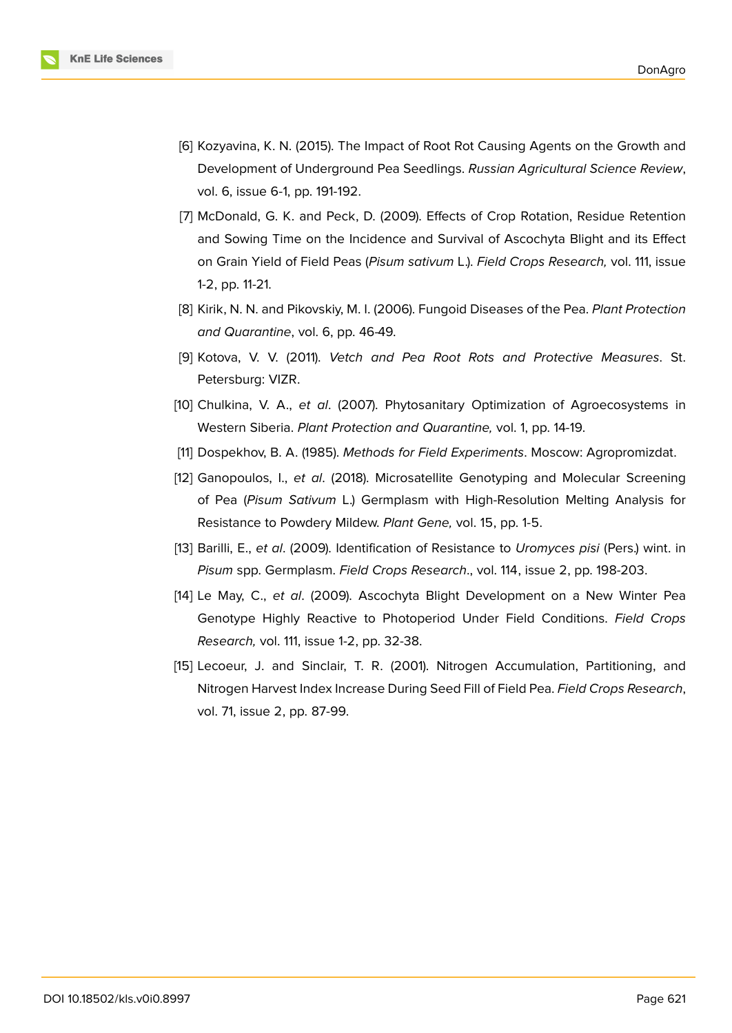[6] Kozyavina, K. N. (2015). The Impact of Root Rot Causing Agents on the Growth and Development of Underground Pea Seedlings. *Russian Agricultural Science Review*, vol. 6, issue 6-1, pp. 191-192.

[7] McDonald, G. K. and Peck, D. (2009). Effects of Crop Rotation, Residue Retention and Sowing Time on the Incidence and Survival of Ascochyta Blight and its Effect on Grain Yield of Field Peas (*Pisum sativum* L.). *Field Crops Research,* vol. 111, issue 1-2, pp. 11-21.

[8] Kirik, N. N. and Pikovskiy, M. I. (2006). Fungoid Diseases of the Pea. *Plant Protection and Quarantine*, vol. 6, pp. 46-49.

[9] Kotova, V. V. (2011). *Vetch and Pea Root Rots and Protective Measures*. St. Petersburg: VIZR.

[10] Chulkina, V. A., *et al*. (2007). Phytosanitary Optimization of Agroecosystems in Western Siberia. *Plant Protection and Quarantine,* vol. 1, pp. 14-19.

[11] Dospekhov, B. A. (1985). *Methods for Field Experiments*. Moscow: Agropromizdat.

[12] Ganopoulos, I., *et al*. (2018). Microsatellite Genotyping and Molecular Screening of Pea (*Pisum Sativum* L.) Germplasm with High-Resolution Melting Analysis for Resistance to Powdery Mildew. *Plant Gene,* vol. 15, pp. 1-5.

[13] Barilli, E., *et al*. (2009). Identification of Resistance to *Uromyces pisi* (Pers.) wint. in *Pisum* spp. Germplasm. *Field Crops Research*., vol. 114, issue 2, pp. 198-203.

[14] Le May, C., *et al*. (2009). Ascochyta Blight Development on a New Winter Pea Genotype Highly Reactive to Photoperiod Under Field Conditions. *Field Crops Research,* vol. 111, issue 1-2, pp. 32-38.

[15] Lecoeur, J. and Sinclair, T. R. (2001). Nitrogen Accumulation, Partitioning, and Nitrogen Harvest Index Increase During Seed Fill of Field Pea. *Field Crops Research*, vol. 71, issue 2, pp. 87-99.